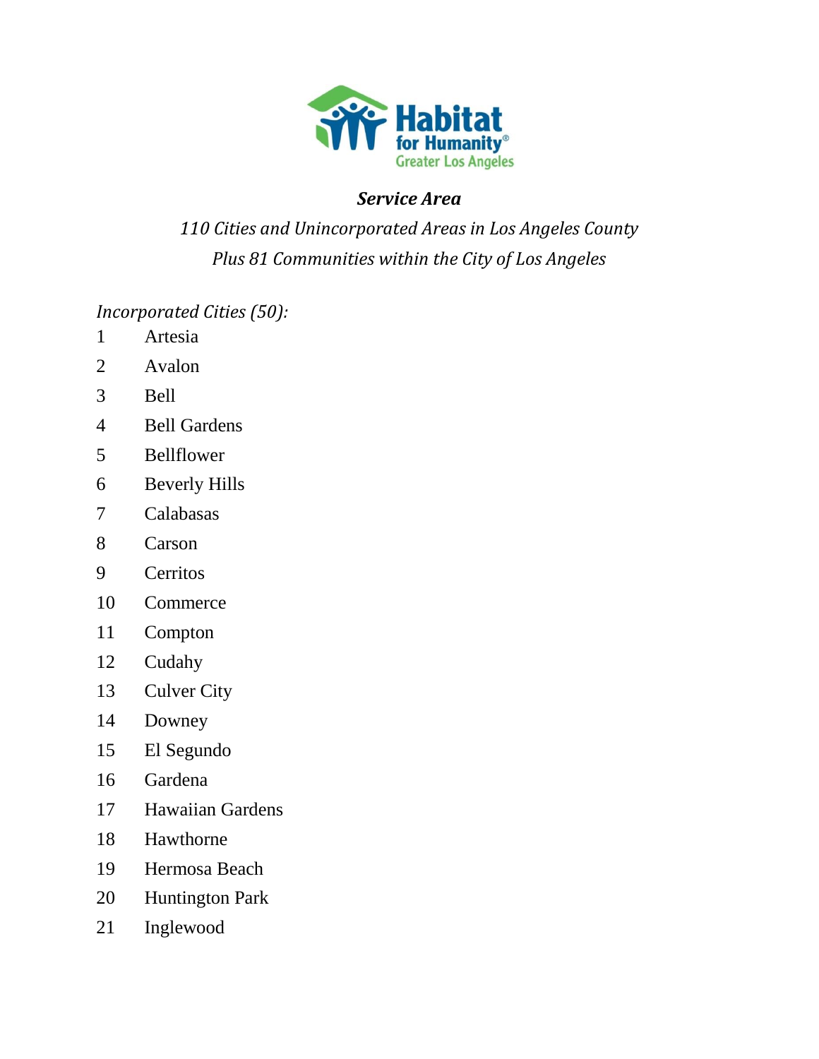Habitat for Humanity® Greater Los Angeles

***Service Area***

*110 Cities and Unincorporated Areas in Los Angeles County*

*Plus 81 Communities within the City of Los Angeles*

*Incorporated Cities (50):*

1 Artesia
2 Avalon
3 Bell
4 Bell Gardens
5 Bellflower
6 Beverly Hills
7 Calabasas
8 Carson
9 Cerritos
10 Commerce
11 Compton
12 Cudahy
13 Culver City
14 Downey
15 El Segundo
16 Gardena
17 Hawaiian Gardens
18 Hawthorne
19 Hermosa Beach
20 Huntington Park
21 Inglewood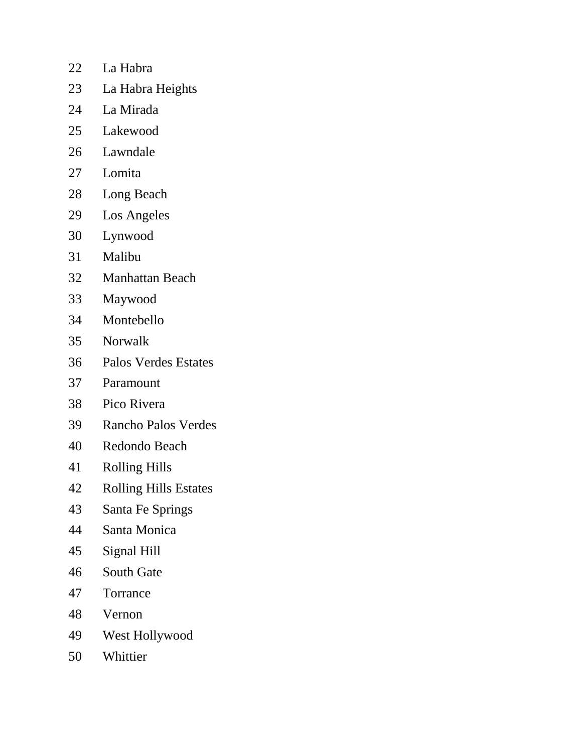22 La Habra

23 La Habra Heights

24 La Mirada

25 Lakewood

26 Lawndale

27 Lomita

28 Long Beach

29 Los Angeles

30 Lynwood

31 Malibu

32 Manhattan Beach

33 Maywood

34 Montebello

35 Norwalk

36 Palos Verdes Estates

37 Paramount

38 Pico Rivera

39 Rancho Palos Verdes

40 Redondo Beach

41 Rolling Hills

42 Rolling Hills Estates

43 Santa Fe Springs

44 Santa Monica

45 Signal Hill

46 South Gate

47 Torrance

48 Vernon

49 West Hollywood

50 Whittier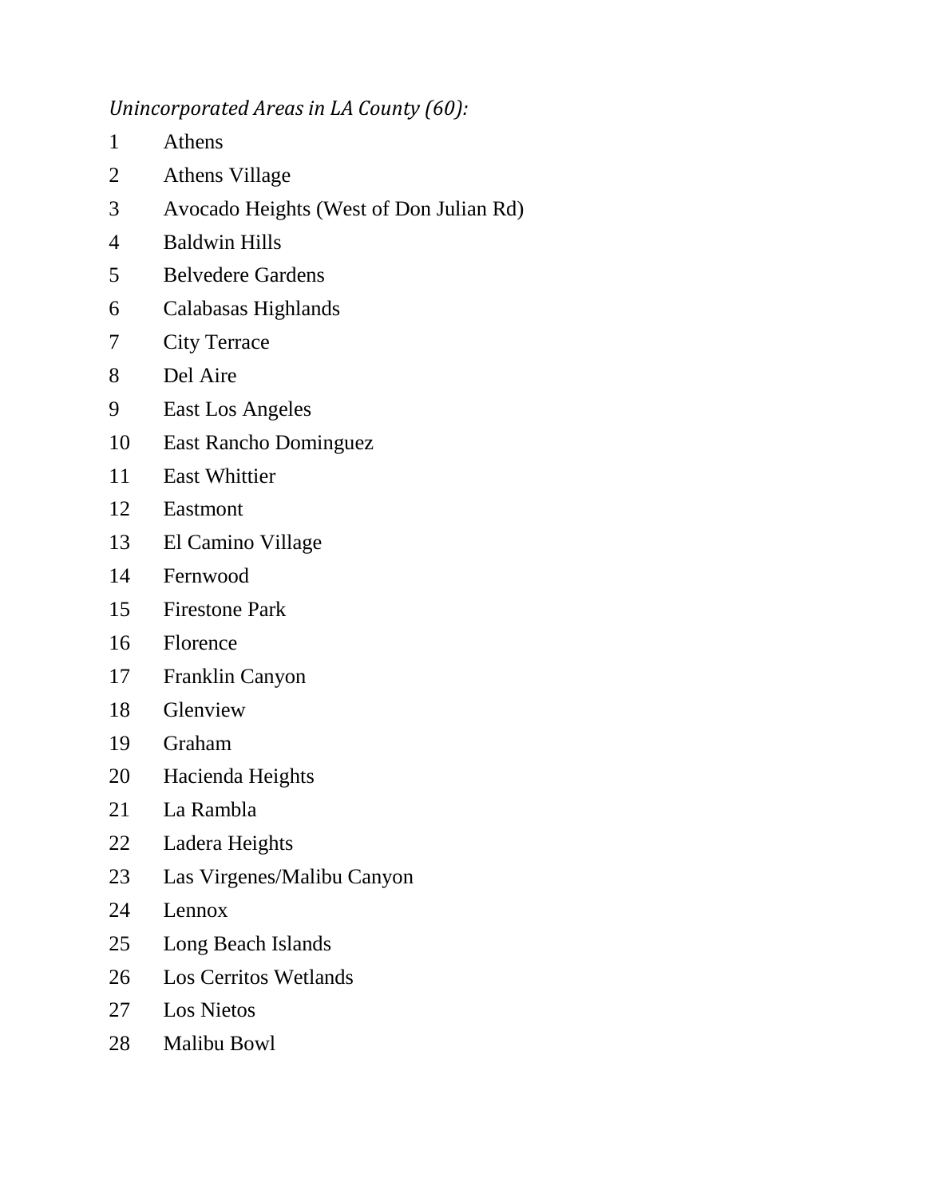*Unincorporated Areas in LA County (60):*

1 Athens
2 Athens Village
3 Avocado Heights (West of Don Julian Rd)
4 Baldwin Hills
5 Belvedere Gardens
6 Calabasas Highlands
7 City Terrace
8 Del Aire
9 East Los Angeles
10 East Rancho Dominguez
11 East Whittier
12 Eastmont
13 El Camino Village
14 Fernwood
15 Firestone Park
16 Florence
17 Franklin Canyon
18 Glenview
19 Graham
20 Hacienda Heights
21 La Rambla
22 Ladera Heights
23 Las Virgenes/Malibu Canyon
24 Lennox
25 Long Beach Islands
26 Los Cerritos Wetlands
27 Los Nietos
28 Malibu Bowl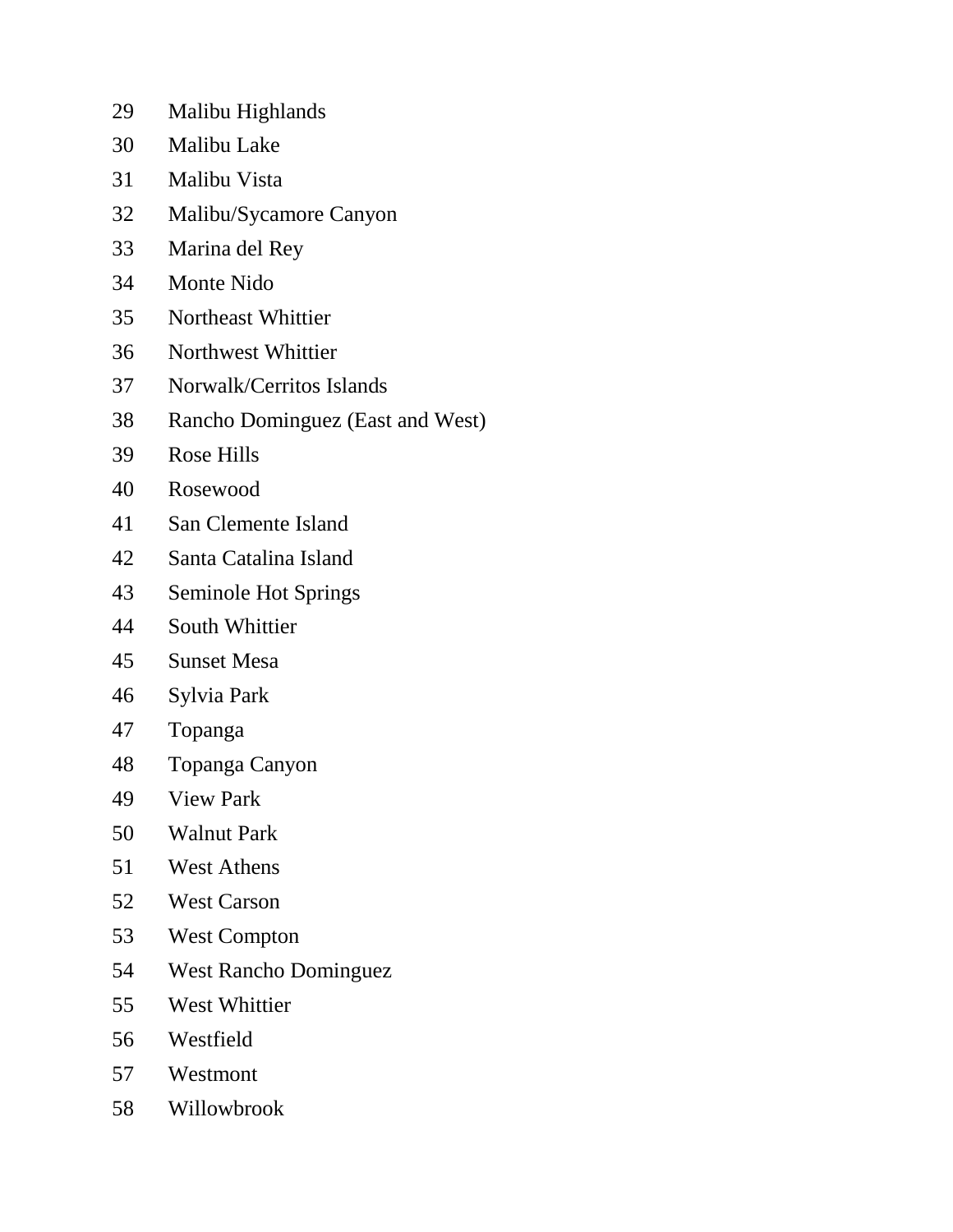29 Malibu Highlands

30 Malibu Lake

31 Malibu Vista

32 Malibu/Sycamore Canyon

33 Marina del Rey

34 Monte Nido

35 Northeast Whittier

36 Northwest Whittier

37 Norwalk/Cerritos Islands

38 Rancho Dominguez (East and West)

39 Rose Hills

40 Rosewood

41 San Clemente Island

42 Santa Catalina Island

43 Seminole Hot Springs

44 South Whittier

45 Sunset Mesa

46 Sylvia Park

47 Topanga

48 Topanga Canyon

49 View Park

50 Walnut Park

51 West Athens

52 West Carson

53 West Compton

54 West Rancho Dominguez

55 West Whittier

56 Westfield

57 Westmont

58 Willowbrook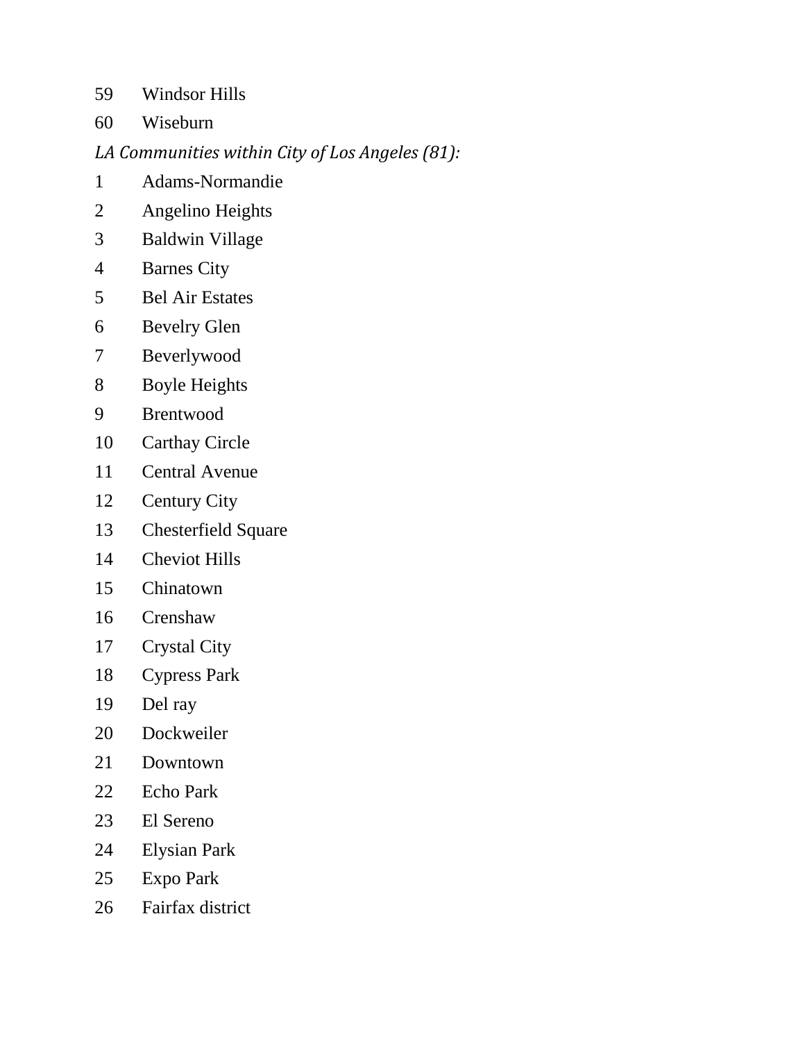59 Windsor Hills

60 Wiseburn

*LA Communities within City of Los Angeles (81):*

1 Adams-Normandie

2 Angelino Heights

3 Baldwin Village

4 Barnes City

5 Bel Air Estates

6 Bevelry Glen

7 Beverlywood

8 Boyle Heights

9 Brentwood

10 Carthay Circle

11 Central Avenue

12 Century City

13 Chesterfield Square

14 Cheviot Hills

15 Chinatown

16 Crenshaw

17 Crystal City

18 Cypress Park

19 Del ray

20 Dockweiler

21 Downtown

22 Echo Park

23 El Sereno

24 Elysian Park

25 Expo Park

26 Fairfax district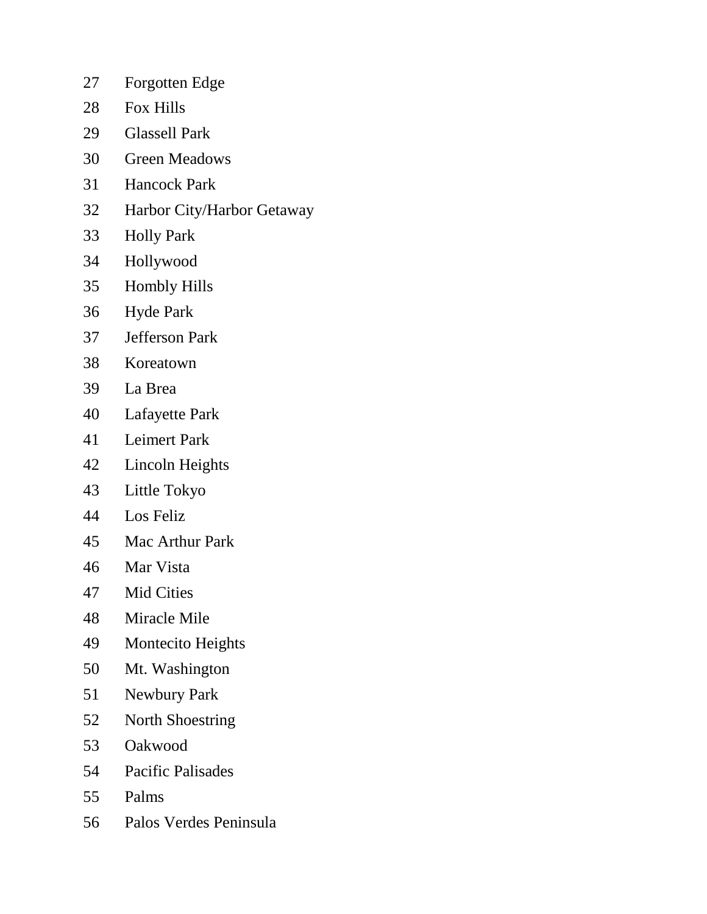27 Forgotten Edge
28 Fox Hills
29 Glassell Park
30 Green Meadows
31 Hancock Park
32 Harbor City/Harbor Getaway
33 Holly Park
34 Hollywood
35 Hombly Hills
36 Hyde Park
37 Jefferson Park
38 Koreatown
39 La Brea
40 Lafayette Park
41 Leimert Park
42 Lincoln Heights
43 Little Tokyo
44 Los Feliz
45 Mac Arthur Park
46 Mar Vista
47 Mid Cities
48 Miracle Mile
49 Montecito Heights
50 Mt. Washington
51 Newbury Park
52 North Shoestring
53 Oakwood
54 Pacific Palisades
55 Palms
56 Palos Verdes Peninsula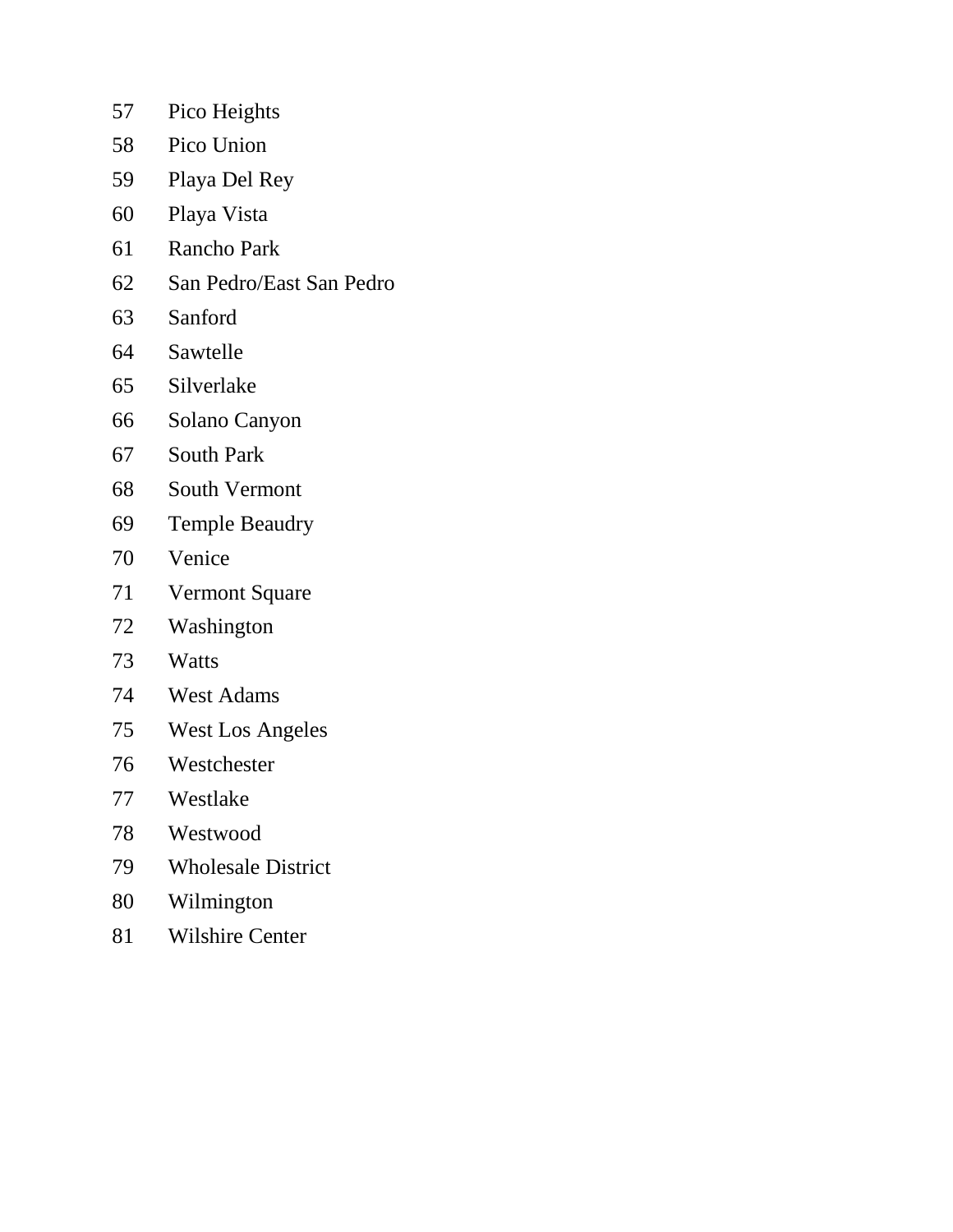57 Pico Heights

58 Pico Union

59 Playa Del Rey

60 Playa Vista

61 Rancho Park

62 San Pedro/East San Pedro

63 Sanford

64 Sawtelle

65 Silverlake

66 Solano Canyon

67 South Park

68 South Vermont

69 Temple Beaudry

70 Venice

71 Vermont Square

72 Washington

73 Watts

74 West Adams

75 West Los Angeles

76 Westchester

77 Westlake

78 Westwood

79 Wholesale District

80 Wilmington

81 Wilshire Center